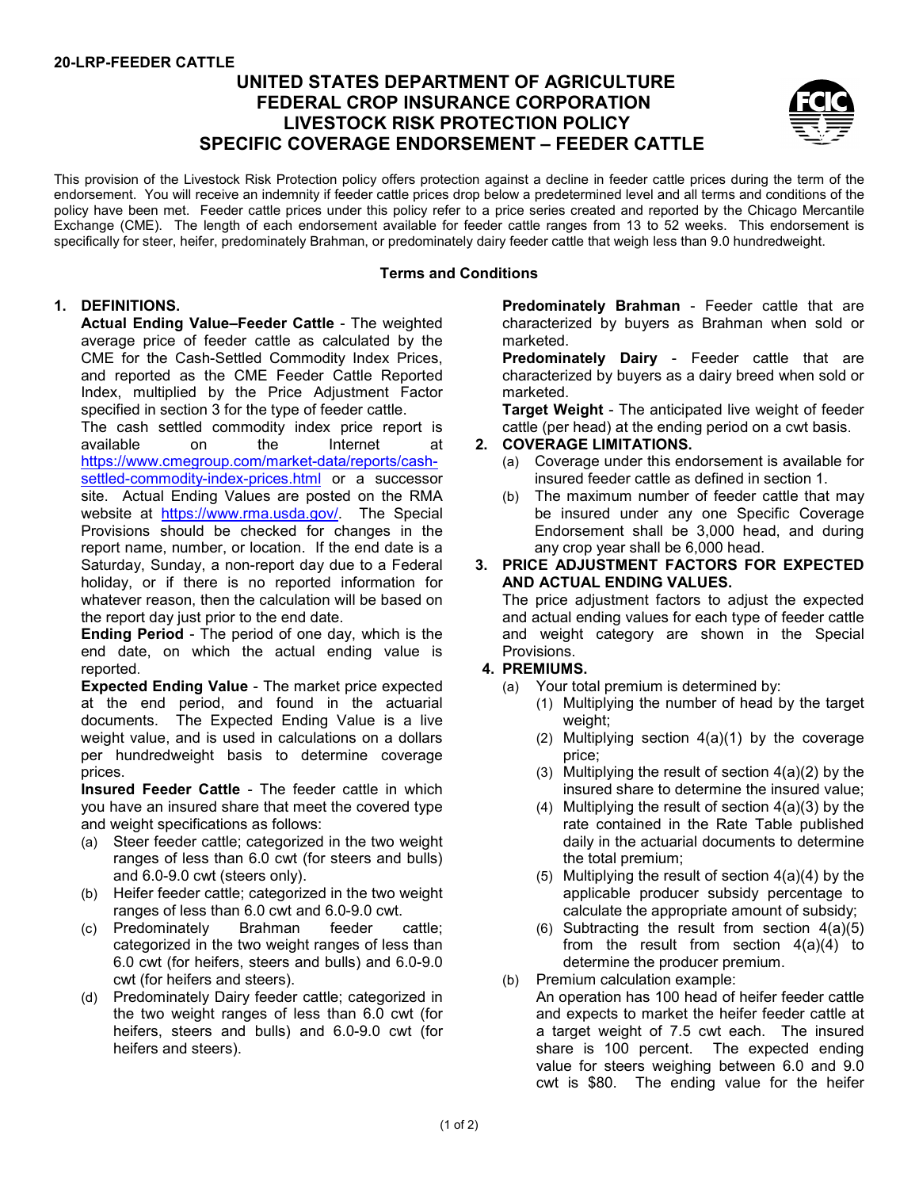**20-LRP-FEEDER CATTLE**

# UNITED STATES DEPARTMENT OF AGRICULTURE
# FEDERAL CROP INSURANCE CORPORATION
# LIVESTOCK RISK PROTECTION POLICY
# SPECIFIC COVERAGE ENDORSEMENT – FEEDER CATTLE

This provision of the Livestock Risk Protection policy offers protection against a decline in feeder cattle prices during the term of the endorsement. You will receive an indemnity if feeder cattle prices drop below a predetermined level and all terms and conditions of the policy have been met. Feeder cattle prices under this policy refer to a price series created and reported by the Chicago Mercantile Exchange (CME). The length of each endorsement available for feeder cattle ranges from 13 to 52 weeks. This endorsement is specifically for steer, heifer, predominately Brahman, or predominately dairy feeder cattle that weigh less than 9.0 hundredweight.

## Terms and Conditions

### 1. DEFINITIONS.

**Actual Ending Value–Feeder Cattle** - The weighted average price of feeder cattle as calculated by the CME for the Cash-Settled Commodity Index Prices, and reported as the CME Feeder Cattle Reported Index, multiplied by the Price Adjustment Factor specified in section 3 for the type of feeder cattle.

The cash settled commodity index price report is available on the Internet at https://www.cmegroup.com/market-data/reports/cash-settled-commodity-index-prices.html or a successor site. Actual Ending Values are posted on the RMA website at https://www.rma.usda.gov/. The Special Provisions should be checked for changes in the report name, number, or location. If the end date is a Saturday, Sunday, a non-report day due to a Federal holiday, or if there is no reported information for whatever reason, then the calculation will be based on the report day just prior to the end date.

**Ending Period** - The period of one day, which is the end date, on which the actual ending value is reported.

**Expected Ending Value** - The market price expected at the end period, and found in the actuarial documents. The Expected Ending Value is a live weight value, and is used in calculations on a dollars per hundredweight basis to determine coverage prices.

**Insured Feeder Cattle** - The feeder cattle in which you have an insured share that meet the covered type and weight specifications as follows:

(a) Steer feeder cattle; categorized in the two weight ranges of less than 6.0 cwt (for steers and bulls) and 6.0-9.0 cwt (steers only).

(b) Heifer feeder cattle; categorized in the two weight ranges of less than 6.0 cwt and 6.0-9.0 cwt.

(c) Predominately Brahman feeder cattle; categorized in the two weight ranges of less than 6.0 cwt (for heifers, steers and bulls) and 6.0-9.0 cwt (for heifers and steers).

(d) Predominately Dairy feeder cattle; categorized in the two weight ranges of less than 6.0 cwt (for heifers, steers and bulls) and 6.0-9.0 cwt (for heifers and steers).

**Predominately Brahman** - Feeder cattle that are characterized by buyers as Brahman when sold or marketed.

**Predominately Dairy** - Feeder cattle that are characterized by buyers as a dairy breed when sold or marketed.

**Target Weight** - The anticipated live weight of feeder cattle (per head) at the ending period on a cwt basis.

### 2. COVERAGE LIMITATIONS.

(a) Coverage under this endorsement is available for insured feeder cattle as defined in section 1.

(b) The maximum number of feeder cattle that may be insured under any one Specific Coverage Endorsement shall be 3,000 head, and during any crop year shall be 6,000 head.

### 3. PRICE ADJUSTMENT FACTORS FOR EXPECTED AND ACTUAL ENDING VALUES.

The price adjustment factors to adjust the expected and actual ending values for each type of feeder cattle and weight category are shown in the Special Provisions.

### 4. PREMIUMS.

(a) Your total premium is determined by:

(1) Multiplying the number of head by the target weight;

(2) Multiplying section 4(a)(1) by the coverage price;

(3) Multiplying the result of section 4(a)(2) by the insured share to determine the insured value;

(4) Multiplying the result of section 4(a)(3) by the rate contained in the Rate Table published daily in the actuarial documents to determine the total premium;

(5) Multiplying the result of section 4(a)(4) by the applicable producer subsidy percentage to calculate the appropriate amount of subsidy;

(6) Subtracting the result from section 4(a)(5) from the result from section 4(a)(4) to determine the producer premium.

(b) Premium calculation example:

An operation has 100 head of heifer feeder cattle and expects to market the heifer feeder cattle at a target weight of 7.5 cwt each. The insured share is 100 percent. The expected ending value for steers weighing between 6.0 and 9.0 cwt is $80. The ending value for the heifer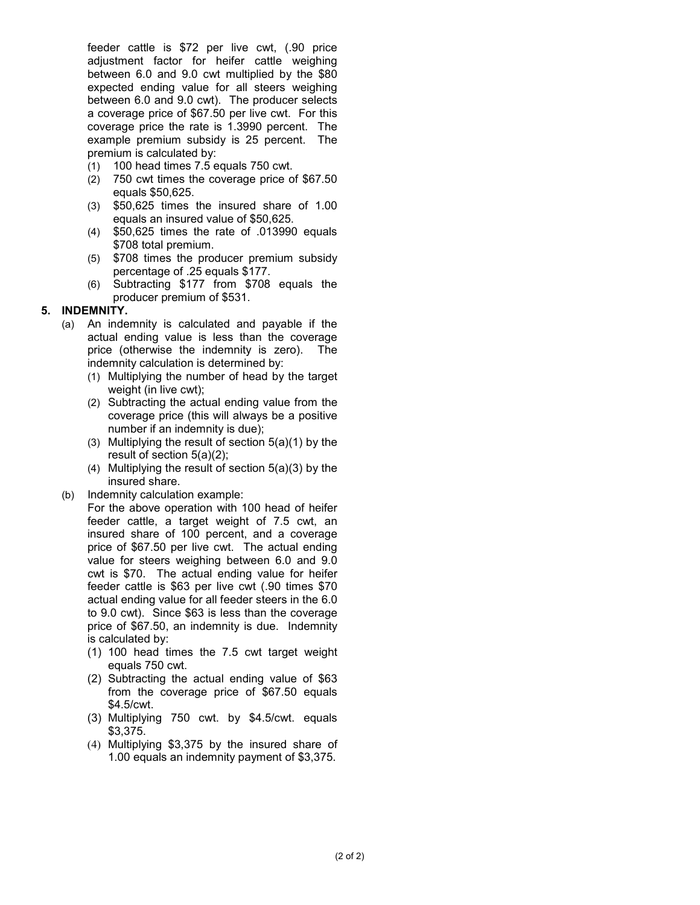feeder cattle is $72 per live cwt, (.90 price adjustment factor for heifer cattle weighing between 6.0 and 9.0 cwt multiplied by the $80 expected ending value for all steers weighing between 6.0 and 9.0 cwt). The producer selects a coverage price of $67.50 per live cwt. For this coverage price the rate is 1.3990 percent. The example premium subsidy is 25 percent. The premium is calculated by:

(1) 100 head times 7.5 equals 750 cwt.
(2) 750 cwt times the coverage price of $67.50 equals $50,625.
(3) $50,625 times the insured share of 1.00 equals an insured value of $50,625.
(4) $50,625 times the rate of .013990 equals $708 total premium.
(5) $708 times the producer premium subsidy percentage of .25 equals $177.
(6) Subtracting $177 from $708 equals the producer premium of $531.

**5. INDEMNITY.**

(a) An indemnity is calculated and payable if the actual ending value is less than the coverage price (otherwise the indemnity is zero). The indemnity calculation is determined by:

(1) Multiplying the number of head by the target weight (in live cwt);
(2) Subtracting the actual ending value from the coverage price (this will always be a positive number if an indemnity is due);
(3) Multiplying the result of section 5(a)(1) by the result of section 5(a)(2);
(4) Multiplying the result of section 5(a)(3) by the insured share.

(b) Indemnity calculation example:
For the above operation with 100 head of heifer feeder cattle, a target weight of 7.5 cwt, an insured share of 100 percent, and a coverage price of $67.50 per live cwt. The actual ending value for steers weighing between 6.0 and 9.0 cwt is $70. The actual ending value for heifer feeder cattle is $63 per live cwt (.90 times $70 actual ending value for all feeder steers in the 6.0 to 9.0 cwt). Since $63 is less than the coverage price of $67.50, an indemnity is due. Indemnity is calculated by:

(1) 100 head times the 7.5 cwt target weight equals 750 cwt.
(2) Subtracting the actual ending value of $63 from the coverage price of $67.50 equals $4.5/cwt.
(3) Multiplying 750 cwt. by $4.5/cwt. equals $3,375.
(4) Multiplying $3,375 by the insured share of 1.00 equals an indemnity payment of $3,375.